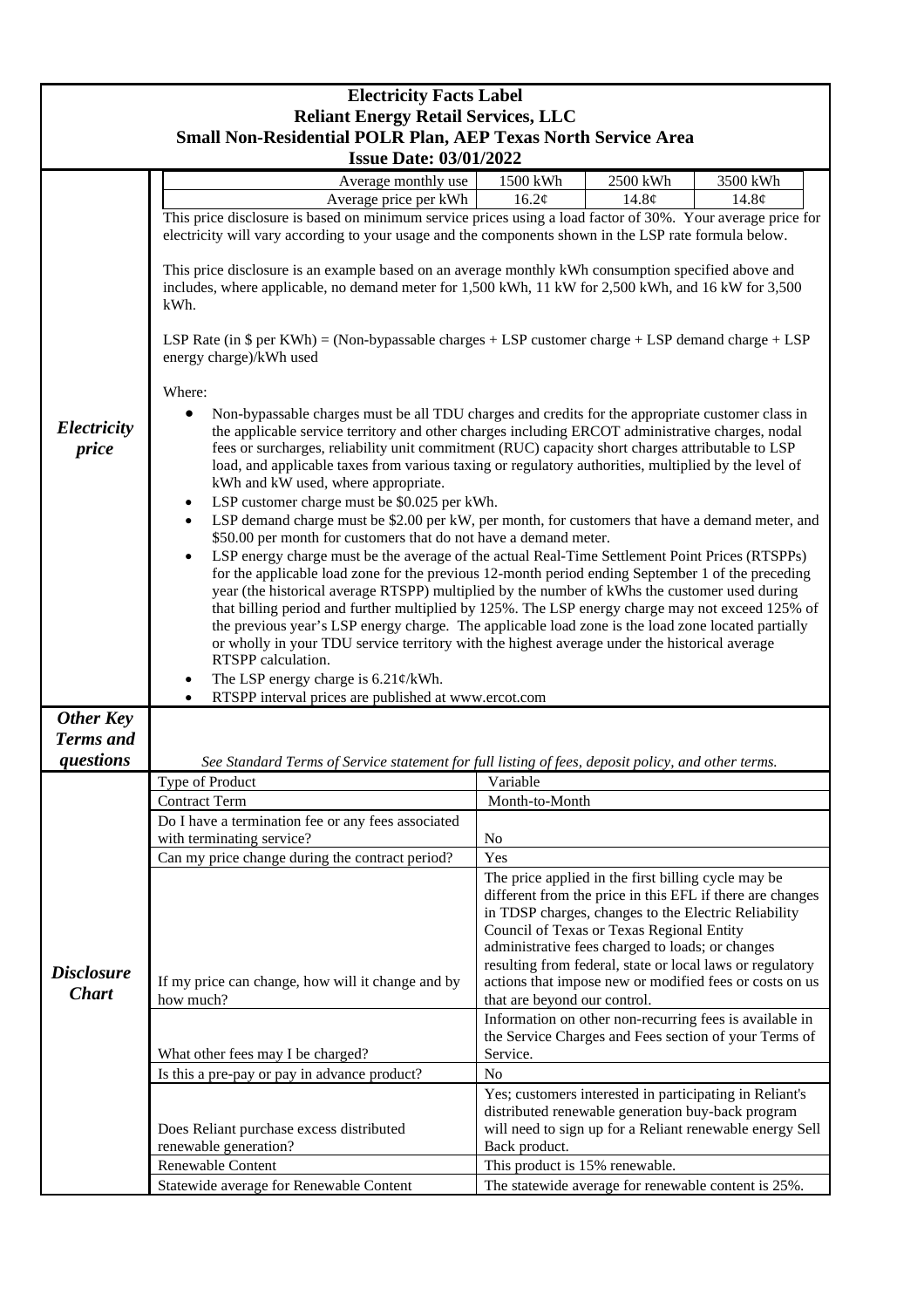# Electricity Facts Label

## Reliant Energy Retail Services, LLC

## Small Non-Residential POLR Plan, AEP Texas North Service Area

## Issue Date: 03/01/2022

### *Electricity price*

| Average monthly use | 1500 kWh | 2500 kWh | 3500 kWh |
|---|---|---|---|
| Average price per kWh | 16.2¢ | 14.8¢ | 14.8¢ |

This price disclosure is based on minimum service prices using a load factor of 30%. Your average price for electricity will vary according to your usage and the components shown in the LSP rate formula below.

This price disclosure is an example based on an average monthly kWh consumption specified above and includes, where applicable, no demand meter for 1,500 kWh, 11 kW for 2,500 kWh, and 16 kW for 3,500 kWh.

LSP Rate (in $ per KWh) = (Non-bypassable charges + LSP customer charge + LSP demand charge + LSP energy charge)/kWh used

Where:

- Non-bypassable charges must be all TDU charges and credits for the appropriate customer class in the applicable service territory and other charges including ERCOT administrative charges, nodal fees or surcharges, reliability unit commitment (RUC) capacity short charges attributable to LSP load, and applicable taxes from various taxing or regulatory authorities, multiplied by the level of kWh and kW used, where appropriate.
- LSP customer charge must be $0.025 per kWh.
- LSP demand charge must be $2.00 per kW, per month, for customers that have a demand meter, and $50.00 per month for customers that do not have a demand meter.
- LSP energy charge must be the average of the actual Real-Time Settlement Point Prices (RTSPPs) for the applicable load zone for the previous 12-month period ending September 1 of the preceding year (the historical average RTSPP) multiplied by the number of kWhs the customer used during that billing period and further multiplied by 125%. The LSP energy charge may not exceed 125% of the previous year's LSP energy charge. The applicable load zone is the load zone located partially or wholly in your TDU service territory with the highest average under the historical average RTSPP calculation.
- The LSP energy charge is 6.21¢/kWh.
- RTSPP interval prices are published at www.ercot.com

### *Other Key Terms and questions*

*See Standard Terms of Service statement for full listing of fees, deposit policy, and other terms.*

### *Disclosure Chart*

| Question | Answer |
|---|---|
| Type of Product | Variable |
| Contract Term | Month-to-Month |
| Do I have a termination fee or any fees associated with terminating service? | No |
| Can my price change during the contract period? | Yes |
| If my price can change, how will it change and by how much? | The price applied in the first billing cycle may be different from the price in this EFL if there are changes in TDSP charges, changes to the Electric Reliability Council of Texas or Texas Regional Entity administrative fees charged to loads; or changes resulting from federal, state or local laws or regulatory actions that impose new or modified fees or costs on us that are beyond our control. |
| What other fees may I be charged? | Information on other non-recurring fees is available in the Service Charges and Fees section of your Terms of Service. |
| Is this a pre-pay or pay in advance product? | No |
| Does Reliant purchase excess distributed renewable generation? | Yes; customers interested in participating in Reliant's distributed renewable generation buy-back program will need to sign up for a Reliant renewable energy Sell Back product. |
| Renewable Content | This product is 15% renewable. |
| Statewide average for Renewable Content | The statewide average for renewable content is 25%. |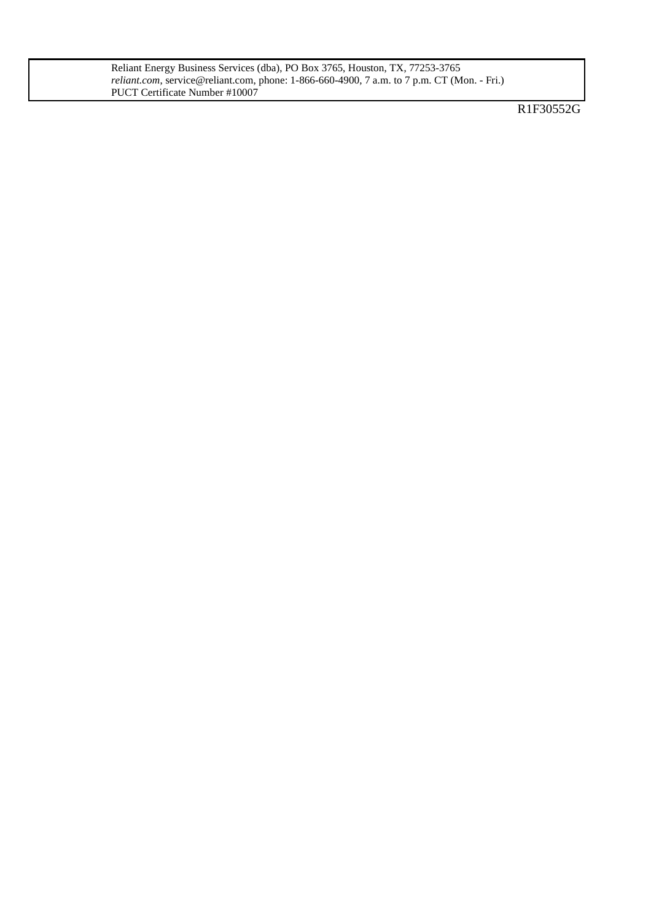Reliant Energy Business Services (dba), PO Box 3765, Houston, TX, 77253-3765
*reliant.com*, service@reliant.com, phone: 1-866-660-4900, 7 a.m. to 7 p.m. CT (Mon. - Fri.)
PUCT Certificate Number #10007

R1F30552G